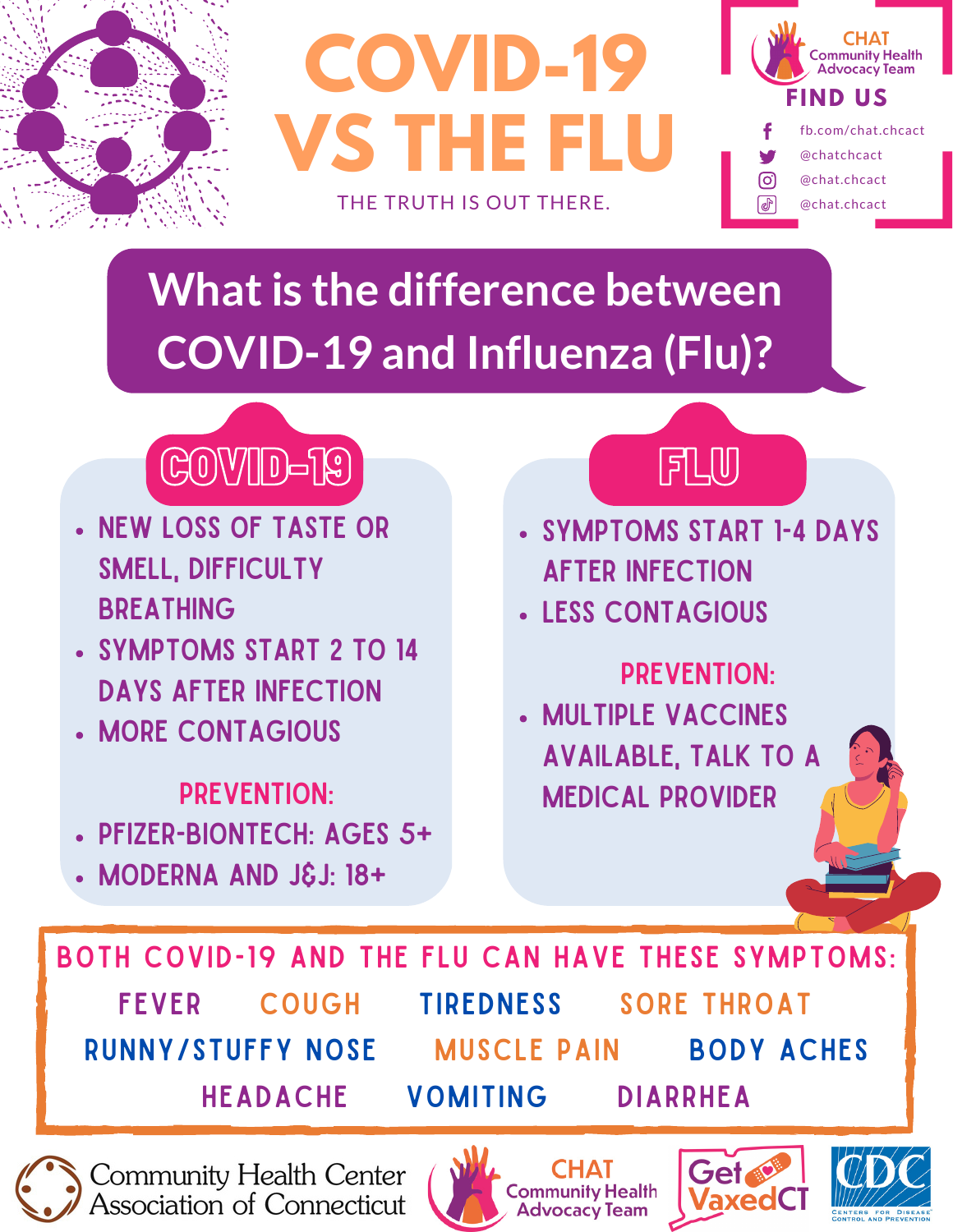# COVID-19 VS THE FLU

THE TRUTH IS OUT THERE.

CHAT Community Health Advocacy Team

**FIND US**

- fb.com/chat.chcact
- @chatchcact
- @chat.chcact
- @chat.chcact

## What is the difference between COVID-19 and Influenza (Flu)?

### COVID-19

- NEW LOSS OF TASTE OR SMELL, DIFFICULTY BREATHING
- SYMPTOMS START 2 TO 14 DAYS AFTER INFECTION
- MORE CONTAGIOUS

**PREVENTION:**

- PFIZER-BIONTECH: AGES 5+
- MODERNA AND J&J: 18+

### FLU

- SYMPTOMS START 1-4 DAYS AFTER INFECTION
- LESS CONTAGIOUS

**PREVENTION:**

- MULTIPLE VACCINES AVAILABLE, TALK TO A MEDICAL PROVIDER

### BOTH COVID-19 AND THE FLU CAN HAVE THESE SYMPTOMS:

FEVER, COUGH, TIREDNESS, SORE THROAT, RUNNY/STUFFY NOSE, MUSCLE PAIN, BODY ACHES, HEADACHE, VOMITING, DIARRHEA

Community Health Center Association of Connecticut | CHAT Community Health Advocacy Team | Get Vaxed CT | CDC Centers for Disease Control and Prevention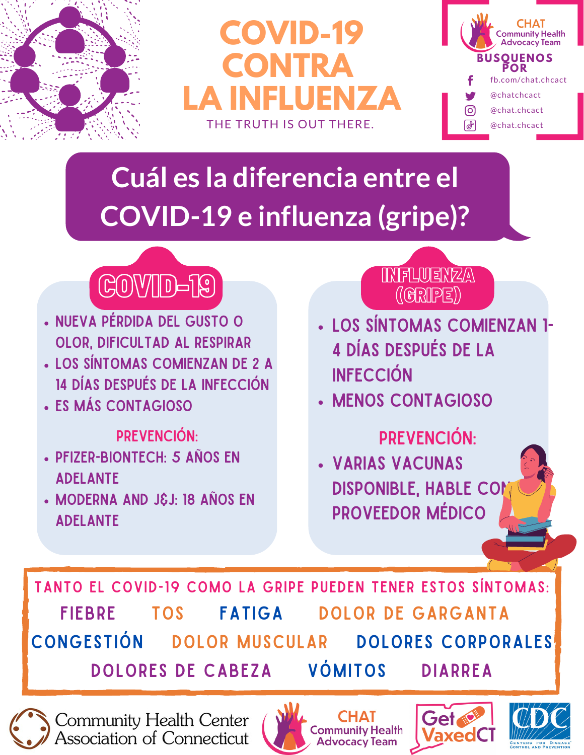# COVID-19 CONTRA LA INFLUENZA

THE TRUTH IS OUT THERE.

CHAT Community Health Advocacy Team

**BUSQUENOS POR**

- fb.com/chat.chcact
- @chatchcact
- @chat.chcact
- @chat.chcact

## Cuál es la diferencia entre el COVID-19 e influenza (gripe)?

### COVID-19

- NUEVA PÉRDIDA DEL GUSTO O OLOR, DIFICULTAD AL RESPIRAR
- LOS SÍNTOMAS COMIENZAN DE 2 A 14 DÍAS DESPUÉS DE LA INFECCIÓN
- ES MÁS CONTAGIOSO

**PREVENCIÓN:**

- PFIZER-BIONTECH: 5 AÑOS EN ADELANTE
- MODERNA AND J&J: 18 AÑOS EN ADELANTE

### INFLUENZA (GRIPE)

- LOS SÍNTOMAS COMIENZAN 1-4 DÍAS DESPUÉS DE LA INFECCIÓN
- MENOS CONTAGIOSO

**PREVENCIÓN:**

- VARIAS VACUNAS DISPONIBLE, HABLE CON PROVEEDOR MÉDICO

**TANTO EL COVID-19 COMO LA GRIPE PUEDEN TENER ESTOS SÍNTOMAS:**

FIEBRE TOS FATIGA DOLOR DE GARGANTA CONGESTIÓN DOLOR MUSCULAR DOLORES CORPORALES DOLORES DE CABEZA VÓMITOS DIARREA

Community Health Center Association of Connecticut | CHAT Community Health Advocacy Team | Get Vaxed CT | CDC Centers for Disease Control and Prevention